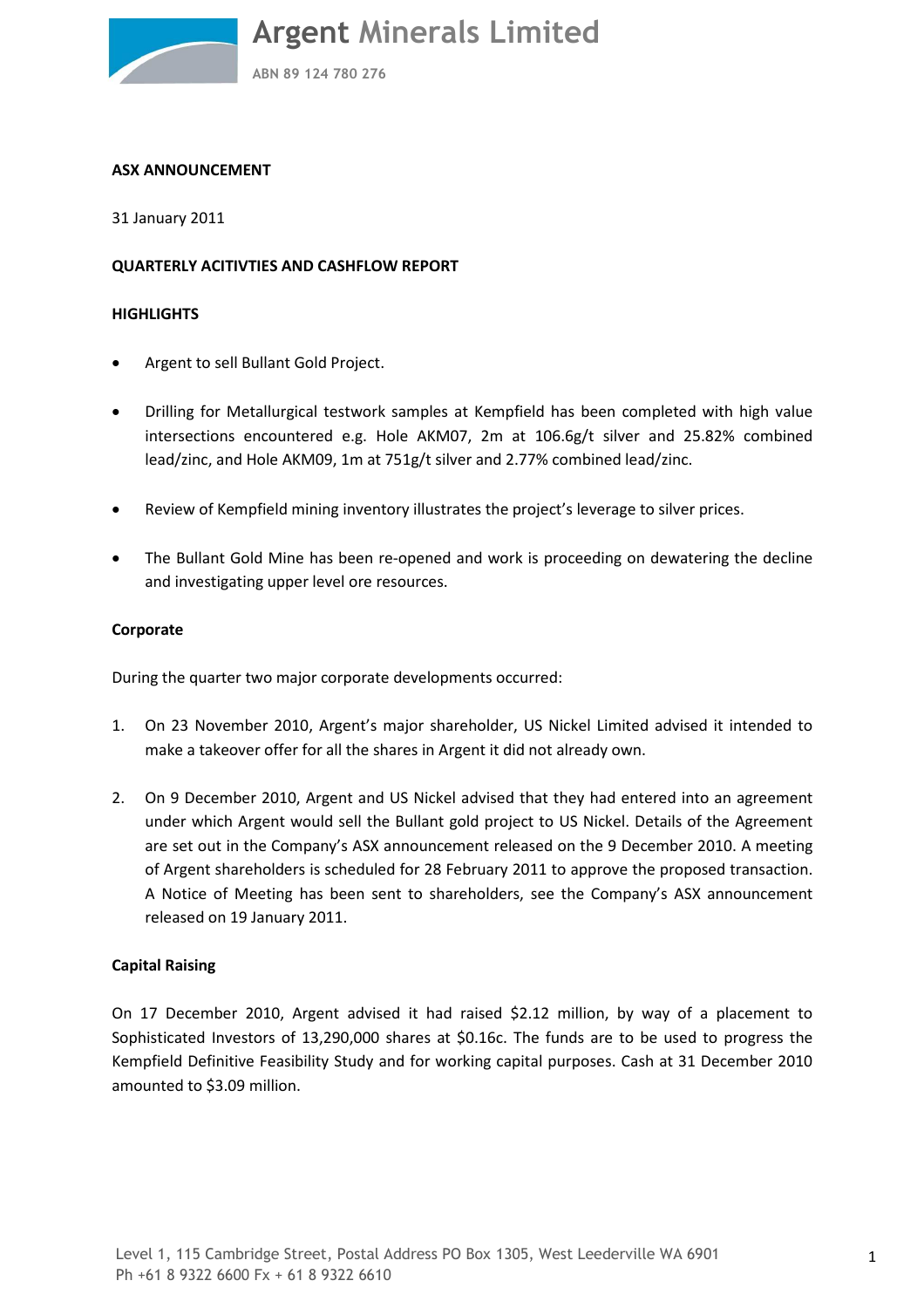# Argent Minerals Limited

ABN 89 124 780 276

**ASX ANNOUNCEMENT**

31 January 2011

**QUARTERLY ACITIVTIES AND CASHFLOW REPORT**

**HIGHLIGHTS**

- Argent to sell Bullant Gold Project.
- Drilling for Metallurgical testwork samples at Kempfield has been completed with high value intersections encountered e.g. Hole AKM07, 2m at 106.6g/t silver and 25.82% combined lead/zinc, and Hole AKM09, 1m at 751g/t silver and 2.77% combined lead/zinc.
- Review of Kempfield mining inventory illustrates the project's leverage to silver prices.
- The Bullant Gold Mine has been re-opened and work is proceeding on dewatering the decline and investigating upper level ore resources.

**Corporate**

During the quarter two major corporate developments occurred:

1. On 23 November 2010, Argent's major shareholder, US Nickel Limited advised it intended to make a takeover offer for all the shares in Argent it did not already own.
2. On 9 December 2010, Argent and US Nickel advised that they had entered into an agreement under which Argent would sell the Bullant gold project to US Nickel. Details of the Agreement are set out in the Company's ASX announcement released on the 9 December 2010. A meeting of Argent shareholders is scheduled for 28 February 2011 to approve the proposed transaction. A Notice of Meeting has been sent to shareholders, see the Company's ASX announcement released on 19 January 2011.

**Capital Raising**

On 17 December 2010, Argent advised it had raised $2.12 million, by way of a placement to Sophisticated Investors of 13,290,000 shares at $0.16c. The funds are to be used to progress the Kempfield Definitive Feasibility Study and for working capital purposes. Cash at 31 December 2010 amounted to $3.09 million.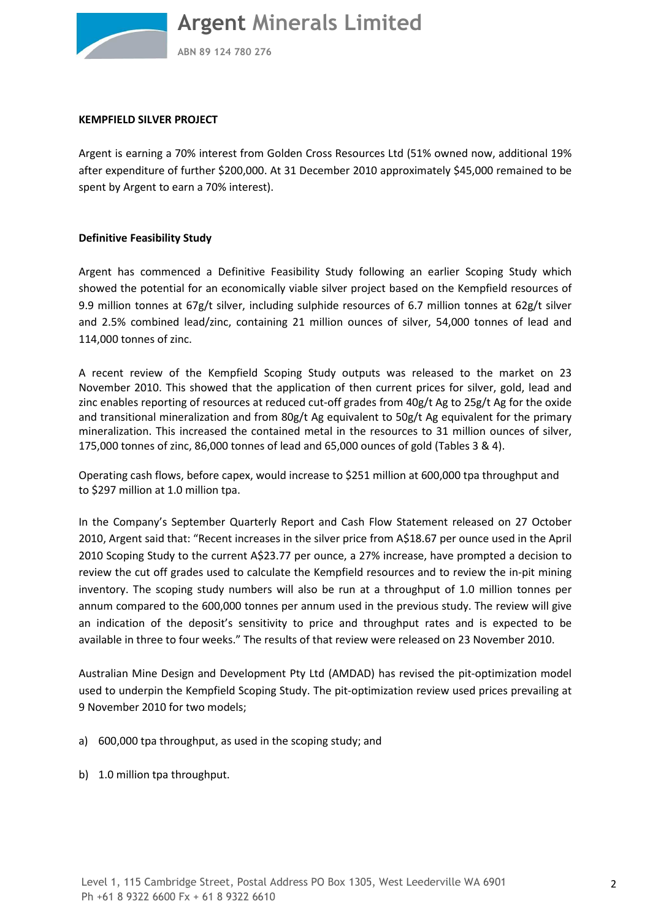**KEMPFIELD SILVER PROJECT**

Argent is earning a 70% interest from Golden Cross Resources Ltd (51% owned now, additional 19% after expenditure of further $200,000. At 31 December 2010 approximately $45,000 remained to be spent by Argent to earn a 70% interest).

**Definitive Feasibility Study**

Argent has commenced a Definitive Feasibility Study following an earlier Scoping Study which showed the potential for an economically viable silver project based on the Kempfield resources of 9.9 million tonnes at 67g/t silver, including sulphide resources of 6.7 million tonnes at 62g/t silver and 2.5% combined lead/zinc, containing 21 million ounces of silver, 54,000 tonnes of lead and 114,000 tonnes of zinc.

A recent review of the Kempfield Scoping Study outputs was released to the market on 23 November 2010. This showed that the application of then current prices for silver, gold, lead and zinc enables reporting of resources at reduced cut-off grades from 40g/t Ag to 25g/t Ag for the oxide and transitional mineralization and from 80g/t Ag equivalent to 50g/t Ag equivalent for the primary mineralization. This increased the contained metal in the resources to 31 million ounces of silver, 175,000 tonnes of zinc, 86,000 tonnes of lead and 65,000 ounces of gold (Tables 3 & 4).

Operating cash flows, before capex, would increase to $251 million at 600,000 tpa throughput and to $297 million at 1.0 million tpa.

In the Company's September Quarterly Report and Cash Flow Statement released on 27 October 2010, Argent said that: "Recent increases in the silver price from A$18.67 per ounce used in the April 2010 Scoping Study to the current A$23.77 per ounce, a 27% increase, have prompted a decision to review the cut off grades used to calculate the Kempfield resources and to review the in-pit mining inventory. The scoping study numbers will also be run at a throughput of 1.0 million tonnes per annum compared to the 600,000 tonnes per annum used in the previous study. The review will give an indication of the deposit's sensitivity to price and throughput rates and is expected to be available in three to four weeks." The results of that review were released on 23 November 2010.

Australian Mine Design and Development Pty Ltd (AMDAD) has revised the pit-optimization model used to underpin the Kempfield Scoping Study. The pit-optimization review used prices prevailing at 9 November 2010 for two models;

a) 600,000 tpa throughput, as used in the scoping study; and

b) 1.0 million tpa throughput.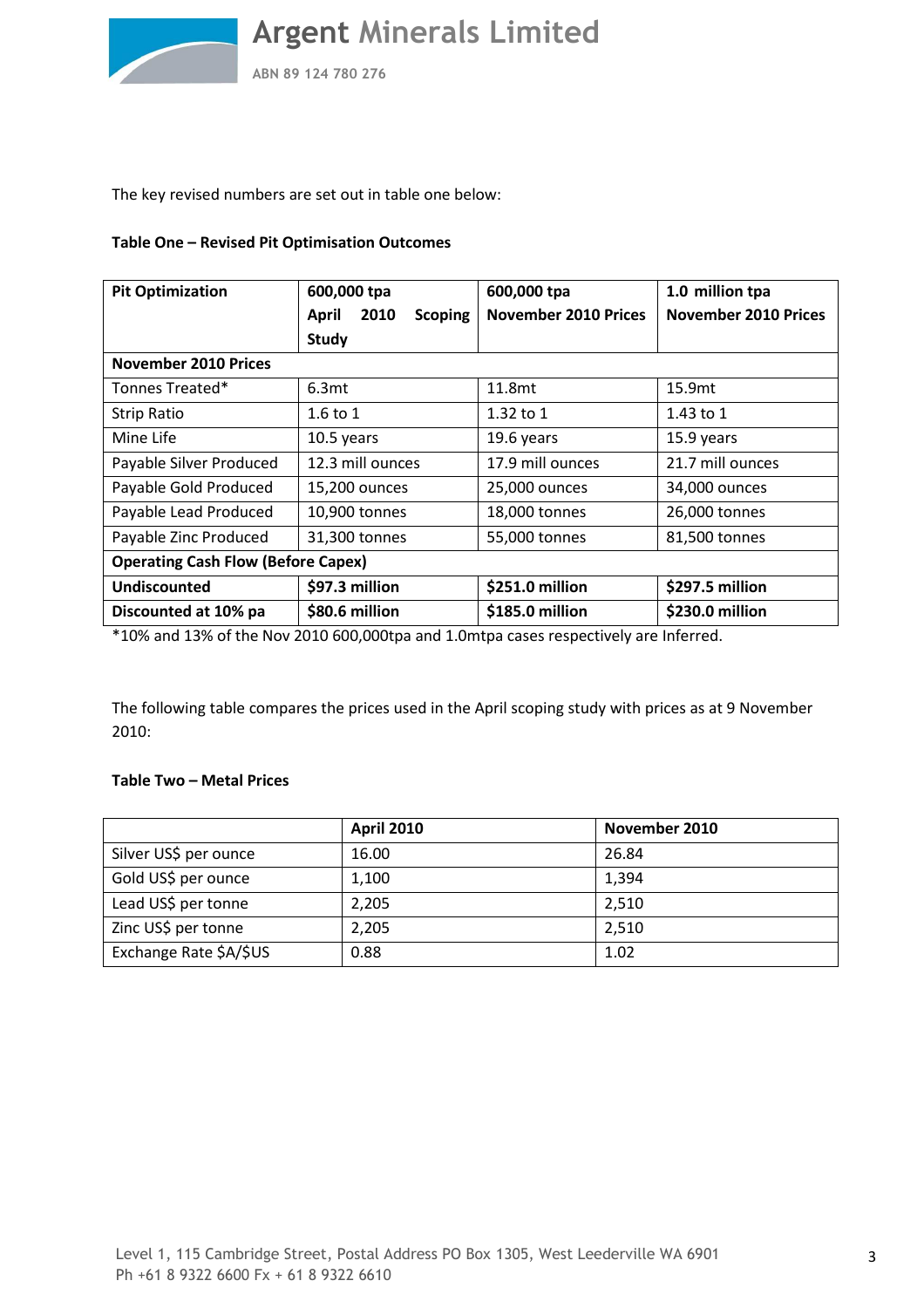The key revised numbers are set out in table one below:

**Table One – Revised Pit Optimisation Outcomes**

| **Pit Optimization** | **600,000 tpa April 2010 Scoping Study** | **600,000 tpa November 2010 Prices** | **1.0 million tpa November 2010 Prices** |
|---|---|---|---|
| **November 2010 Prices** | | | |
| Tonnes Treated* | 6.3mt | 11.8mt | 15.9mt |
| Strip Ratio | 1.6 to 1 | 1.32 to 1 | 1.43 to 1 |
| Mine Life | 10.5 years | 19.6 years | 15.9 years |
| Payable Silver Produced | 12.3 mill ounces | 17.9 mill ounces | 21.7 mill ounces |
| Payable Gold Produced | 15,200 ounces | 25,000 ounces | 34,000 ounces |
| Payable Lead Produced | 10,900 tonnes | 18,000 tonnes | 26,000 tonnes |
| Payable Zinc Produced | 31,300 tonnes | 55,000 tonnes | 81,500 tonnes |
| **Operating Cash Flow (Before Capex)** | | | |
| **Undiscounted** | **$97.3 million** | **$251.0 million** | **$297.5 million** |
| **Discounted at 10% pa** | **$80.6 million** | **$185.0 million** | **$230.0 million** |

*10% and 13% of the Nov 2010 600,000tpa and 1.0mtpa cases respectively are Inferred.

The following table compares the prices used in the April scoping study with prices as at 9 November 2010:

**Table Two – Metal Prices**

| | **April 2010** | **November 2010** |
|---|---|---|
| Silver US$ per ounce | 16.00 | 26.84 |
| Gold US$ per ounce | 1,100 | 1,394 |
| Lead US$ per tonne | 2,205 | 2,510 |
| Zinc US$ per tonne | 2,205 | 2,510 |
| Exchange Rate $A/$US | 0.88 | 1.02 |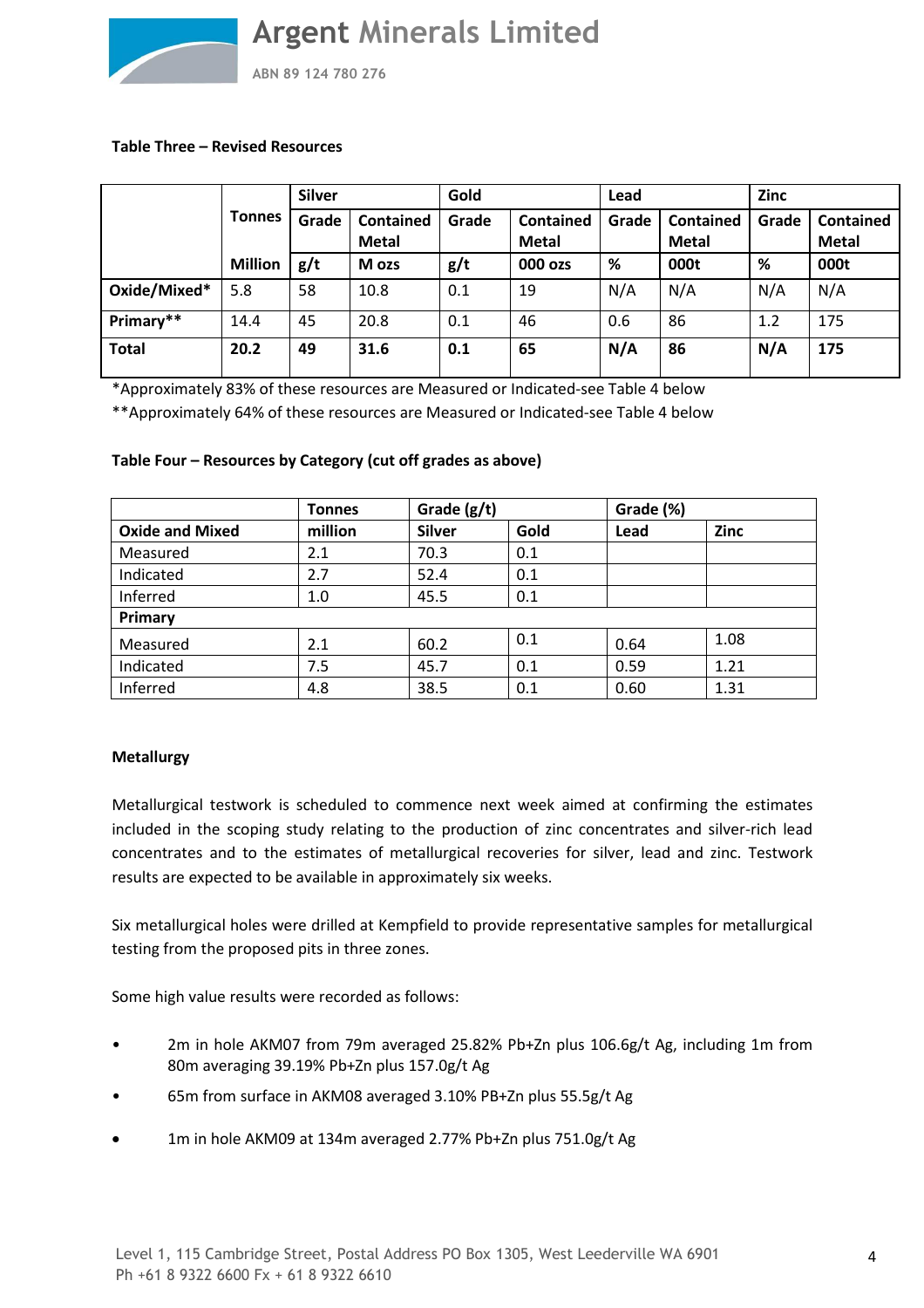**Table Three – Revised Resources**

| | Tonnes | Silver | | Gold | | Lead | | Zinc | |
|---|---|---|---|---|---|---|---|---|---|
| | | Grade | Contained Metal | Grade | Contained Metal | Grade | Contained Metal | Grade | Contained Metal |
| | Million | g/t | M ozs | g/t | 000 ozs | % | 000t | % | 000t |
| **Oxide/Mixed*** | 5.8 | 58 | 10.8 | 0.1 | 19 | N/A | N/A | N/A | N/A |
| **Primary**** | 14.4 | 45 | 20.8 | 0.1 | 46 | 0.6 | 86 | 1.2 | 175 |
| **Total** | **20.2** | **49** | **31.6** | **0.1** | **65** | **N/A** | **86** | **N/A** | **175** |

*Approximately 83% of these resources are Measured or Indicated-see Table 4 below

**Approximately 64% of these resources are Measured or Indicated-see Table 4 below

**Table Four – Resources by Category (cut off grades as above)**

| | Tonnes | Grade (g/t) | | Grade (%) | |
|---|---|---|---|---|---|
| **Oxide and Mixed** | million | Silver | Gold | Lead | Zinc |
| Measured | 2.1 | 70.3 | 0.1 | | |
| Indicated | 2.7 | 52.4 | 0.1 | | |
| Inferred | 1.0 | 45.5 | 0.1 | | |
| **Primary** | | | | | |
| Measured | 2.1 | 60.2 | 0.1 | 0.64 | 1.08 |
| Indicated | 7.5 | 45.7 | 0.1 | 0.59 | 1.21 |
| Inferred | 4.8 | 38.5 | 0.1 | 0.60 | 1.31 |

**Metallurgy**

Metallurgical testwork is scheduled to commence next week aimed at confirming the estimates included in the scoping study relating to the production of zinc concentrates and silver-rich lead concentrates and to the estimates of metallurgical recoveries for silver, lead and zinc. Testwork results are expected to be available in approximately six weeks.

Six metallurgical holes were drilled at Kempfield to provide representative samples for metallurgical testing from the proposed pits in three zones.

Some high value results were recorded as follows:

- 2m in hole AKM07 from 79m averaged 25.82% Pb+Zn plus 106.6g/t Ag, including 1m from 80m averaging 39.19% Pb+Zn plus 157.0g/t Ag
- 65m from surface in AKM08 averaged 3.10% PB+Zn plus 55.5g/t Ag
- 1m in hole AKM09 at 134m averaged 2.77% Pb+Zn plus 751.0g/t Ag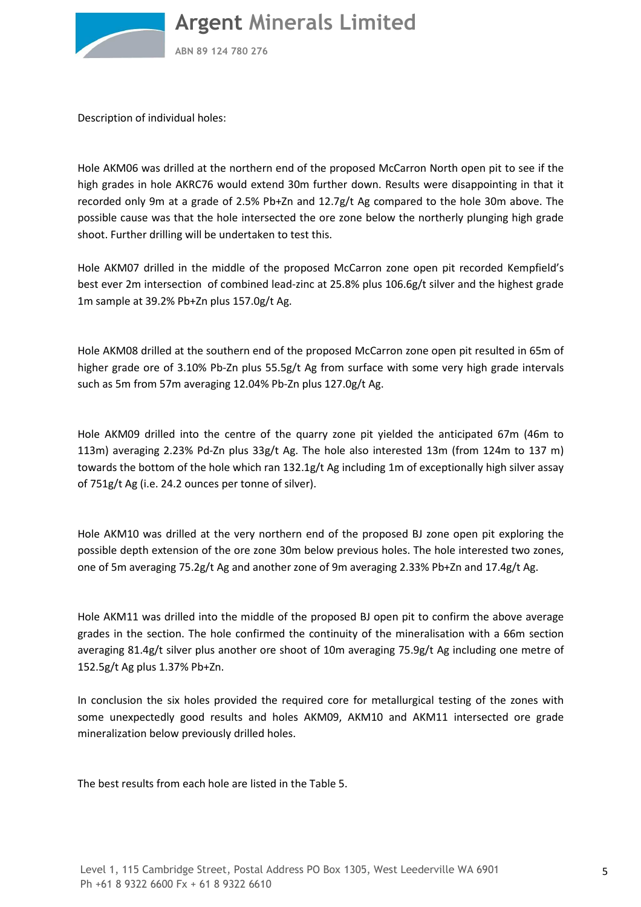Description of individual holes:

Hole AKM06 was drilled at the northern end of the proposed McCarron North open pit to see if the high grades in hole AKRC76 would extend 30m further down. Results were disappointing in that it recorded only 9m at a grade of 2.5% Pb+Zn and 12.7g/t Ag compared to the hole 30m above. The possible cause was that the hole intersected the ore zone below the northerly plunging high grade shoot. Further drilling will be undertaken to test this.

Hole AKM07 drilled in the middle of the proposed McCarron zone open pit recorded Kempfield's best ever 2m intersection of combined lead-zinc at 25.8% plus 106.6g/t silver and the highest grade 1m sample at 39.2% Pb+Zn plus 157.0g/t Ag.

Hole AKM08 drilled at the southern end of the proposed McCarron zone open pit resulted in 65m of higher grade ore of 3.10% Pb-Zn plus 55.5g/t Ag from surface with some very high grade intervals such as 5m from 57m averaging 12.04% Pb-Zn plus 127.0g/t Ag.

Hole AKM09 drilled into the centre of the quarry zone pit yielded the anticipated 67m (46m to 113m) averaging 2.23% Pd-Zn plus 33g/t Ag. The hole also interested 13m (from 124m to 137 m) towards the bottom of the hole which ran 132.1g/t Ag including 1m of exceptionally high silver assay of 751g/t Ag (i.e. 24.2 ounces per tonne of silver).

Hole AKM10 was drilled at the very northern end of the proposed BJ zone open pit exploring the possible depth extension of the ore zone 30m below previous holes. The hole interested two zones, one of 5m averaging 75.2g/t Ag and another zone of 9m averaging 2.33% Pb+Zn and 17.4g/t Ag.

Hole AKM11 was drilled into the middle of the proposed BJ open pit to confirm the above average grades in the section. The hole confirmed the continuity of the mineralisation with a 66m section averaging 81.4g/t silver plus another ore shoot of 10m averaging 75.9g/t Ag including one metre of 152.5g/t Ag plus 1.37% Pb+Zn.

In conclusion the six holes provided the required core for metallurgical testing of the zones with some unexpectedly good results and holes AKM09, AKM10 and AKM11 intersected ore grade mineralization below previously drilled holes.

The best results from each hole are listed in the Table 5.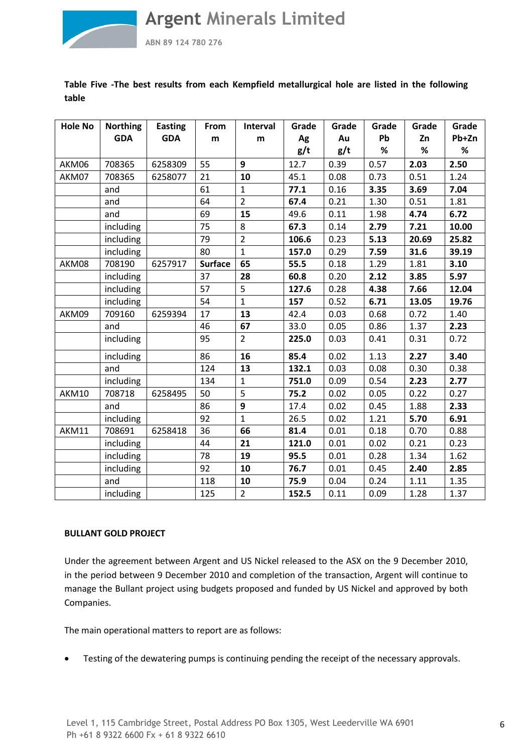**Table Five -The best results from each Kempfield metallurgical hole are listed in the following table**

| Hole No | Northing GDA | Easting GDA | From m | Interval m | Grade Ag g/t | Grade Au g/t | Grade Pb % | Grade Zn % | Grade Pb+Zn % |
|---|---|---|---|---|---|---|---|---|---|
| AKM06 | 708365 | 6258309 | 55 | **9** | 12.7 | 0.39 | 0.57 | **2.03** | **2.50** |
| AKM07 | 708365 | 6258077 | 21 | **10** | 45.1 | 0.08 | 0.73 | 0.51 | 1.24 |
| | and | | 61 | 1 | **77.1** | 0.16 | **3.35** | **3.69** | **7.04** |
| | and | | 64 | 2 | **67.4** | 0.21 | 1.30 | 0.51 | 1.81 |
| | and | | 69 | **15** | 49.6 | 0.11 | 1.98 | **4.74** | **6.72** |
| | including | | 75 | 8 | **67.3** | 0.14 | **2.79** | **7.21** | **10.00** |
| | including | | 79 | 2 | **106.6** | 0.23 | **5.13** | **20.69** | **25.82** |
| | including | | 80 | 1 | **157.0** | 0.29 | **7.59** | **31.6** | **39.19** |
| AKM08 | 708190 | 6257917 | **Surface** | **65** | **55.5** | 0.18 | 1.29 | 1.81 | **3.10** |
| | including | | 37 | **28** | **60.8** | 0.20 | **2.12** | **3.85** | **5.97** |
| | including | | 57 | 5 | **127.6** | 0.28 | **4.38** | **7.66** | **12.04** |
| | including | | 54 | 1 | **157** | 0.52 | **6.71** | **13.05** | **19.76** |
| AKM09 | 709160 | 6259394 | 17 | **13** | 42.4 | 0.03 | 0.68 | 0.72 | 1.40 |
| | and | | 46 | **67** | 33.0 | 0.05 | 0.86 | 1.37 | **2.23** |
| | including | | 95 | 2 | **225.0** | 0.03 | 0.41 | 0.31 | 0.72 |
| | including | | 86 | **16** | **85.4** | 0.02 | 1.13 | **2.27** | **3.40** |
| | and | | 124 | **13** | **132.1** | 0.03 | 0.08 | 0.30 | 0.38 |
| | including | | 134 | 1 | **751.0** | 0.09 | 0.54 | **2.23** | **2.77** |
| AKM10 | 708718 | 6258495 | 50 | 5 | **75.2** | 0.02 | 0.05 | 0.22 | 0.27 |
| | and | | 86 | **9** | 17.4 | 0.02 | 0.45 | 1.88 | **2.33** |
| | including | | 92 | 1 | 26.5 | 0.02 | 1.21 | **5.70** | **6.91** |
| AKM11 | 708691 | 6258418 | 36 | **66** | **81.4** | 0.01 | 0.18 | 0.70 | 0.88 |
| | including | | 44 | **21** | **121.0** | 0.01 | 0.02 | 0.21 | 0.23 |
| | including | | 78 | **19** | **95.5** | 0.01 | 0.28 | 1.34 | 1.62 |
| | including | | 92 | **10** | **76.7** | 0.01 | 0.45 | **2.40** | **2.85** |
| | and | | 118 | **10** | **75.9** | 0.04 | 0.24 | 1.11 | 1.35 |
| | including | | 125 | 2 | **152.5** | 0.11 | 0.09 | 1.28 | 1.37 |

**BULLANT GOLD PROJECT**

Under the agreement between Argent and US Nickel released to the ASX on the 9 December 2010, in the period between 9 December 2010 and completion of the transaction, Argent will continue to manage the Bullant project using budgets proposed and funded by US Nickel and approved by both Companies.

The main operational matters to report are as follows:

- Testing of the dewatering pumps is continuing pending the receipt of the necessary approvals.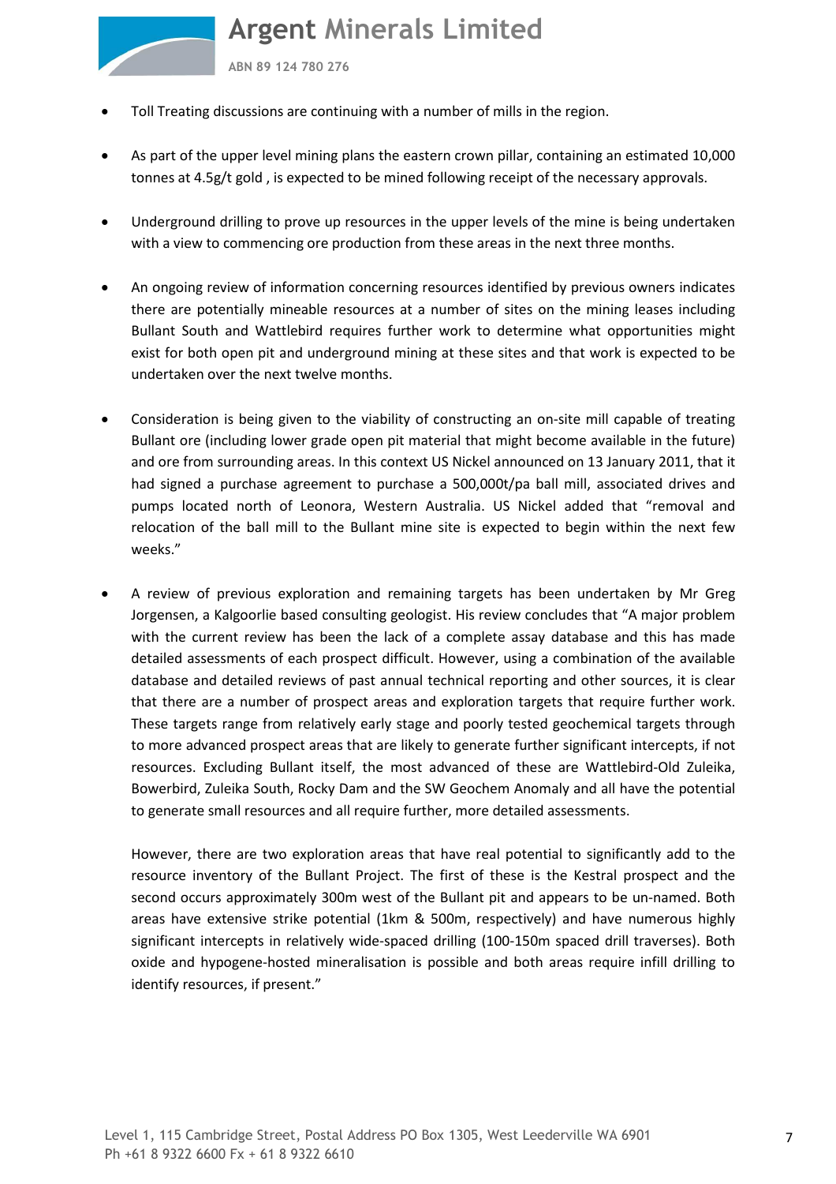- Toll Treating discussions are continuing with a number of mills in the region.

- As part of the upper level mining plans the eastern crown pillar, containing an estimated 10,000 tonnes at 4.5g/t gold , is expected to be mined following receipt of the necessary approvals.

- Underground drilling to prove up resources in the upper levels of the mine is being undertaken with a view to commencing ore production from these areas in the next three months.

- An ongoing review of information concerning resources identified by previous owners indicates there are potentially mineable resources at a number of sites on the mining leases including Bullant South and Wattlebird requires further work to determine what opportunities might exist for both open pit and underground mining at these sites and that work is expected to be undertaken over the next twelve months.

- Consideration is being given to the viability of constructing an on-site mill capable of treating Bullant ore (including lower grade open pit material that might become available in the future) and ore from surrounding areas. In this context US Nickel announced on 13 January 2011, that it had signed a purchase agreement to purchase a 500,000t/pa ball mill, associated drives and pumps located north of Leonora, Western Australia. US Nickel added that "removal and relocation of the ball mill to the Bullant mine site is expected to begin within the next few weeks."

- A review of previous exploration and remaining targets has been undertaken by Mr Greg Jorgensen, a Kalgoorlie based consulting geologist. His review concludes that "A major problem with the current review has been the lack of a complete assay database and this has made detailed assessments of each prospect difficult. However, using a combination of the available database and detailed reviews of past annual technical reporting and other sources, it is clear that there are a number of prospect areas and exploration targets that require further work. These targets range from relatively early stage and poorly tested geochemical targets through to more advanced prospect areas that are likely to generate further significant intercepts, if not resources. Excluding Bullant itself, the most advanced of these are Wattlebird-Old Zuleika, Bowerbird, Zuleika South, Rocky Dam and the SW Geochem Anomaly and all have the potential to generate small resources and all require further, more detailed assessments.

  However, there are two exploration areas that have real potential to significantly add to the resource inventory of the Bullant Project. The first of these is the Kestral prospect and the second occurs approximately 300m west of the Bullant pit and appears to be un-named. Both areas have extensive strike potential (1km & 500m, respectively) and have numerous highly significant intercepts in relatively wide-spaced drilling (100-150m spaced drill traverses). Both oxide and hypogene-hosted mineralisation is possible and both areas require infill drilling to identify resources, if present."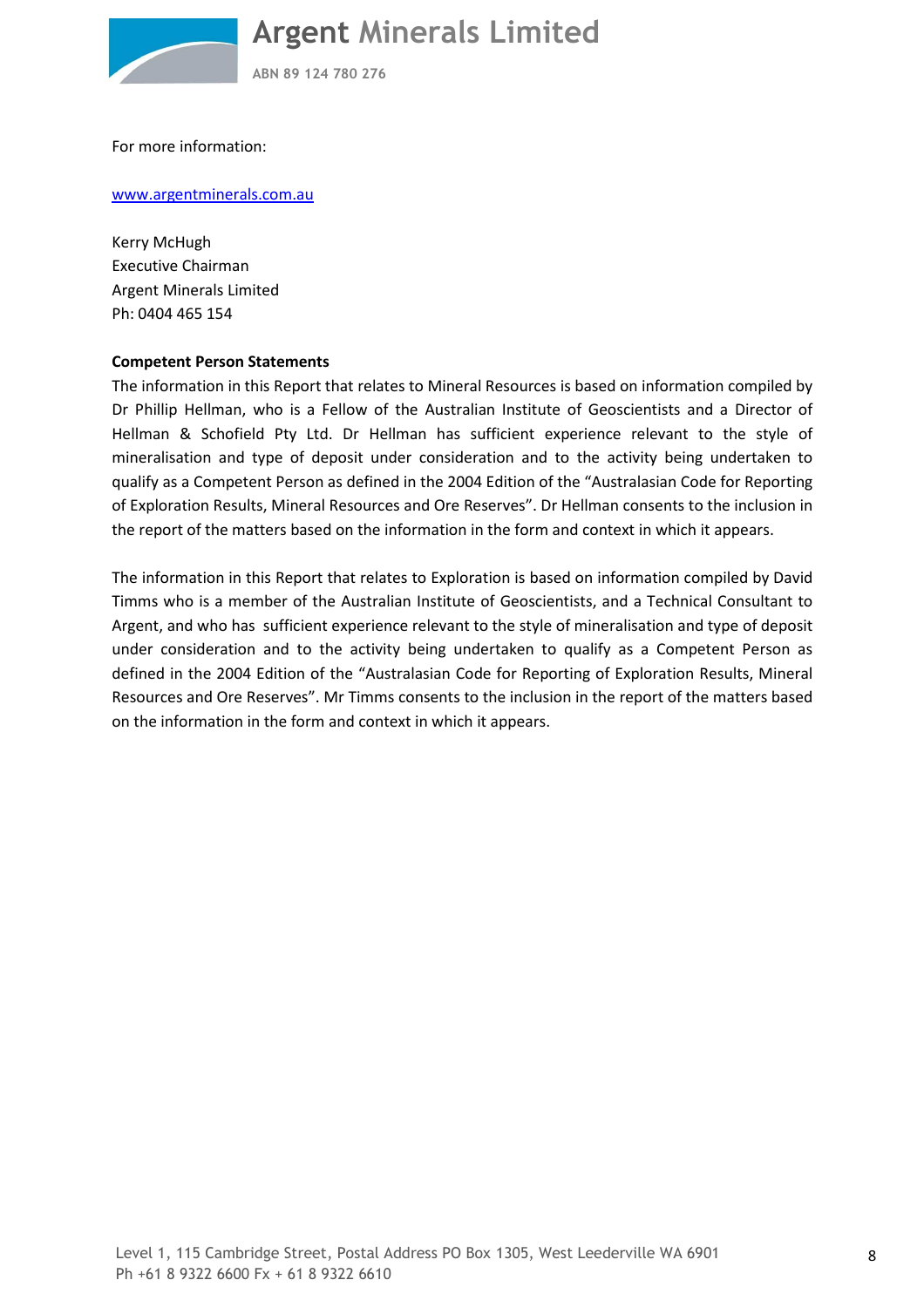For more information:

www.argentminerals.com.au

Kerry McHugh
Executive Chairman
Argent Minerals Limited
Ph: 0404 465 154

**Competent Person Statements**

The information in this Report that relates to Mineral Resources is based on information compiled by Dr Phillip Hellman, who is a Fellow of the Australian Institute of Geoscientists and a Director of Hellman & Schofield Pty Ltd. Dr Hellman has sufficient experience relevant to the style of mineralisation and type of deposit under consideration and to the activity being undertaken to qualify as a Competent Person as defined in the 2004 Edition of the "Australasian Code for Reporting of Exploration Results, Mineral Resources and Ore Reserves". Dr Hellman consents to the inclusion in the report of the matters based on the information in the form and context in which it appears.

The information in this Report that relates to Exploration is based on information compiled by David Timms who is a member of the Australian Institute of Geoscientists, and a Technical Consultant to Argent, and who has sufficient experience relevant to the style of mineralisation and type of deposit under consideration and to the activity being undertaken to qualify as a Competent Person as defined in the 2004 Edition of the "Australasian Code for Reporting of Exploration Results, Mineral Resources and Ore Reserves". Mr Timms consents to the inclusion in the report of the matters based on the information in the form and context in which it appears.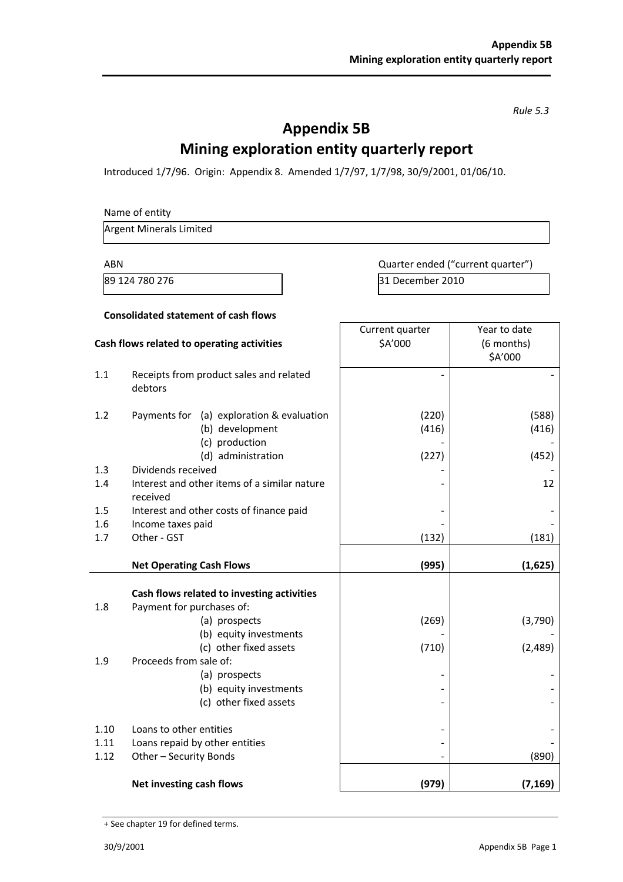*Rule 5.3*

# Appendix 5B
# Mining exploration entity quarterly report

Introduced 1/7/96. Origin: Appendix 8. Amended 1/7/97, 1/7/98, 30/9/2001, 01/06/10.

Name of entity

Argent Minerals Limited

| ABN | Quarter ended ("current quarter") |
|---|---|
| 89 124 780 276 | 31 December 2010 |

**Consolidated statement of cash flows**

| | **Cash flows related to operating activities** | Current quarter $A'000 | Year to date (6 months) $A'000 |
|---|---|---|---|
| 1.1 | Receipts from product sales and related debtors | - | - |
| 1.2 | Payments for (a) exploration & evaluation | (220) | (588) |
| | (b) development | (416) | (416) |
| | (c) production | - | - |
| | (d) administration | (227) | (452) |
| 1.3 | Dividends received | - | - |
| 1.4 | Interest and other items of a similar nature received | - | 12 |
| 1.5 | Interest and other costs of finance paid | - | - |
| 1.6 | Income taxes paid | - | - |
| 1.7 | Other - GST | (132) | (181) |
| | **Net Operating Cash Flows** | **(995)** | **(1,625)** |
| | **Cash flows related to investing activities** | | |
| 1.8 | Payment for purchases of: | | |
| | (a) prospects | (269) | (3,790) |
| | (b) equity investments | - | - |
| | (c) other fixed assets | (710) | (2,489) |
| 1.9 | Proceeds from sale of: | | |
| | (a) prospects | - | - |
| | (b) equity investments | - | - |
| | (c) other fixed assets | - | - |
| 1.10 | Loans to other entities | - | - |
| 1.11 | Loans repaid by other entities | - | - |
| 1.12 | Other – Security Bonds | - | (890) |
| | **Net investing cash flows** | **(979)** | **(7,169)** |

+ See chapter 19 for defined terms.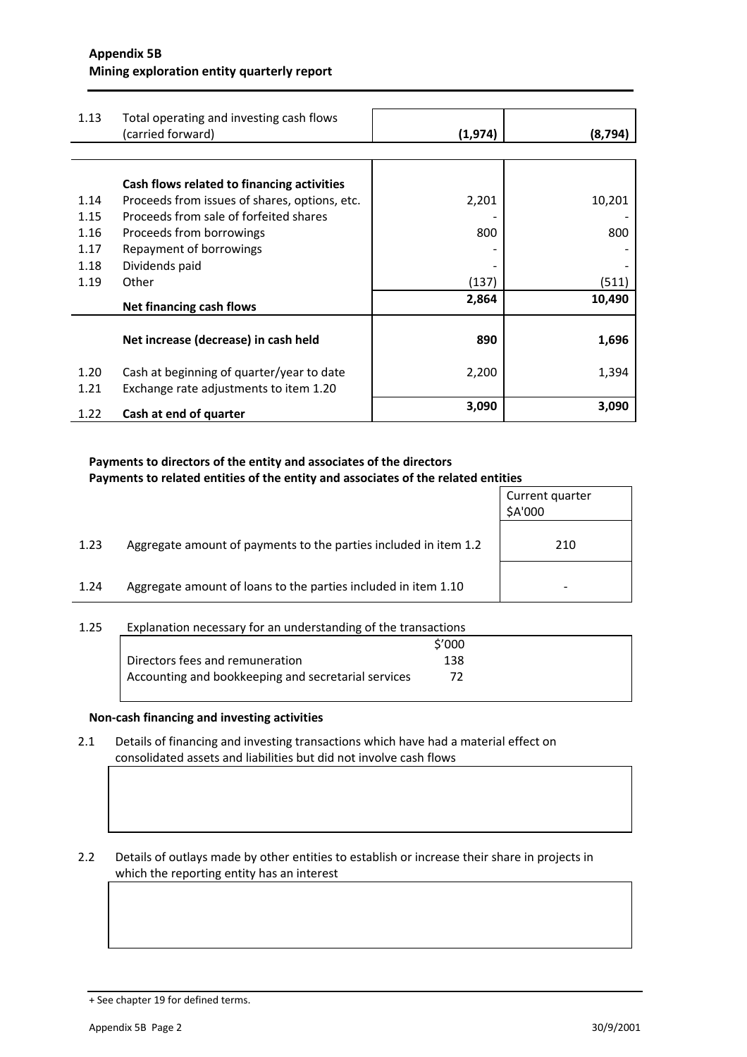**Appendix 5B**
**Mining exploration entity quarterly report**

| | | | |
|---|---|---|---|
| 1.13 | Total operating and investing cash flows (carried forward) | **(1,974)** | **(8,794)** |
| | | | |
| | **Cash flows related to financing activities** | | |
| 1.14 | Proceeds from issues of shares, options, etc. | 2,201 | 10,201 |
| 1.15 | Proceeds from sale of forfeited shares | - | - |
| 1.16 | Proceeds from borrowings | 800 | 800 |
| 1.17 | Repayment of borrowings | - | - |
| 1.18 | Dividends paid | - | - |
| 1.19 | Other | (137) | (511) |
| | **Net financing cash flows** | **2,864** | **10,490** |
| | | | |
| | **Net increase (decrease) in cash held** | **890** | **1,696** |
| | | | |
| 1.20 | Cash at beginning of quarter/year to date | 2,200 | 1,394 |
| 1.21 | Exchange rate adjustments to item 1.20 | | |
| 1.22 | **Cash at end of quarter** | **3,090** | **3,090** |

**Payments to directors of the entity and associates of the directors**
**Payments to related entities of the entity and associates of the related entities**

| | | Current quarter $A'000 |
|---|---|---|
| 1.23 | Aggregate amount of payments to the parties included in item 1.2 | 210 |
| 1.24 | Aggregate amount of loans to the parties included in item 1.10 | - |

1.25 Explanation necessary for an understanding of the transactions

| | $'000 |
|---|---|
| Directors fees and remuneration | 138 |
| Accounting and bookkeeping and secretarial services | 72 |

**Non-cash financing and investing activities**

2.1 Details of financing and investing transactions which have had a material effect on consolidated assets and liabilities but did not involve cash flows

2.2 Details of outlays made by other entities to establish or increase their share in projects in which the reporting entity has an interest

+ See chapter 19 for defined terms.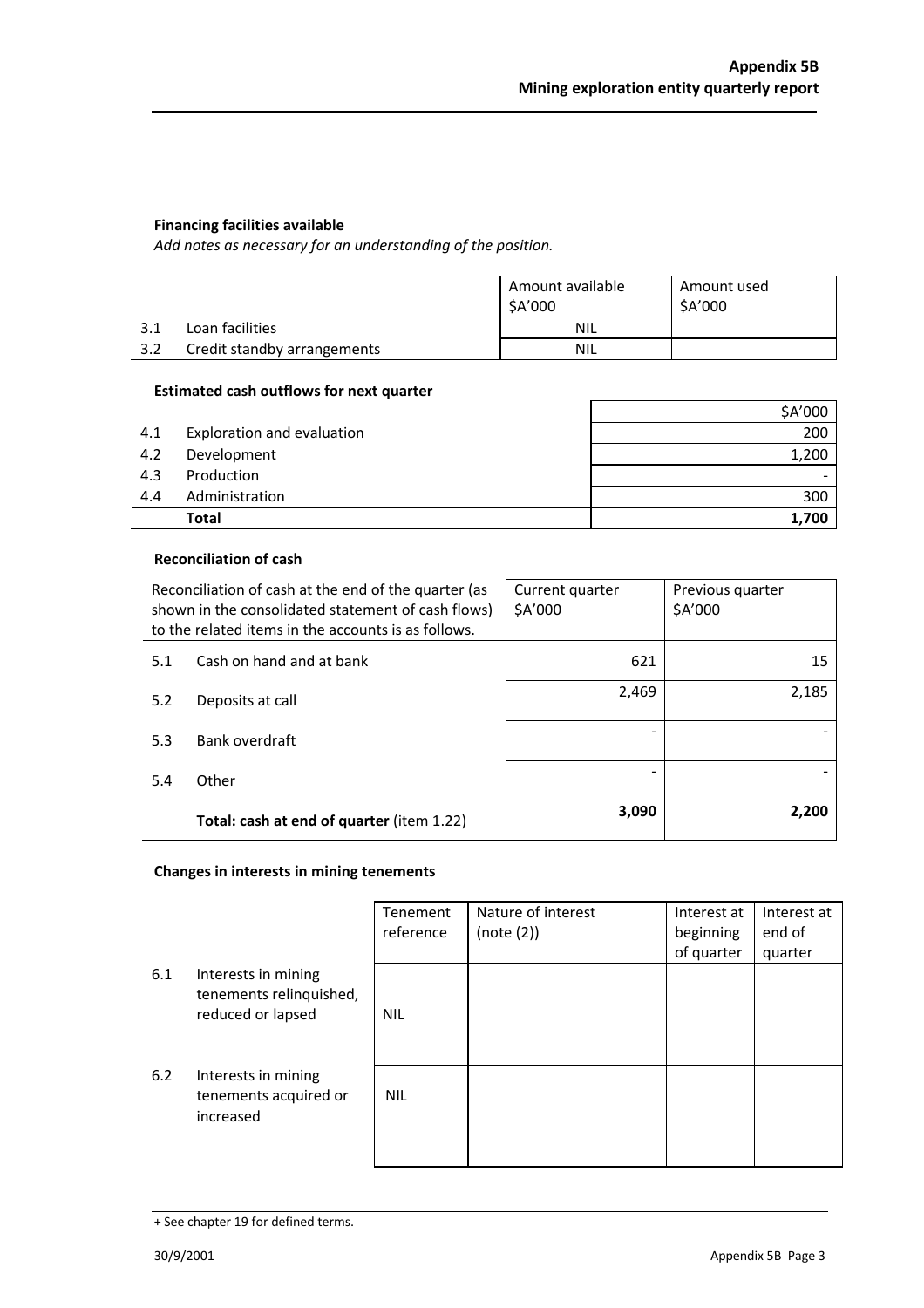**Financing facilities available**

*Add notes as necessary for an understanding of the position.*

| | | Amount available $A'000 | Amount used $A'000 |
|---|---|---|---|
| 3.1 | Loan facilities | NIL | |
| 3.2 | Credit standby arrangements | NIL | |

**Estimated cash outflows for next quarter**

| | | $A'000 |
|---|---|---|
| 4.1 | Exploration and evaluation | 200 |
| 4.2 | Development | 1,200 |
| 4.3 | Production | - |
| 4.4 | Administration | 300 |
| | **Total** | **1,700** |

**Reconciliation of cash**

| Reconciliation of cash at the end of the quarter (as shown in the consolidated statement of cash flows) to the related items in the accounts is as follows. | | Current quarter $A'000 | Previous quarter $A'000 |
|---|---|---|---|
| 5.1 | Cash on hand and at bank | 621 | 15 |
| 5.2 | Deposits at call | 2,469 | 2,185 |
| 5.3 | Bank overdraft | - | - |
| 5.4 | Other | - | - |
| | **Total: cash at end of quarter** (item 1.22) | **3,090** | **2,200** |

**Changes in interests in mining tenements**

| | | Tenement reference | Nature of interest (note (2)) | Interest at beginning of quarter | Interest at end of quarter |
|---|---|---|---|---|---|
| 6.1 | Interests in mining tenements relinquished, reduced or lapsed | NIL | | | |
| 6.2 | Interests in mining tenements acquired or increased | NIL | | | |

+ See chapter 19 for defined terms.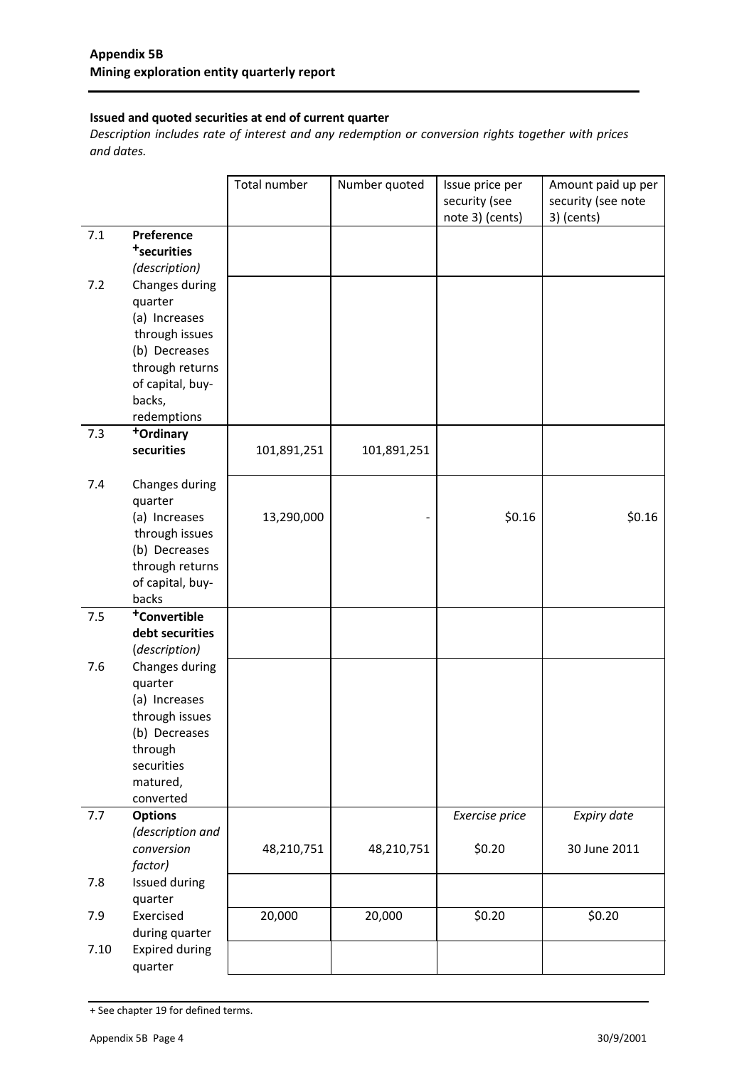## Issued and quoted securities at end of current quarter

*Description includes rate of interest and any redemption or conversion rights together with prices and dates.*

| | | Total number | Number quoted | Issue price per security (see note 3) (cents) | Amount paid up per security (see note 3) (cents) |
|---|---|---|---|---|---|
| 7.1 | **Preference +securities** *(description)* | | | | |
| 7.2 | Changes during quarter (a) Increases through issues (b) Decreases through returns of capital, buy-backs, redemptions | | | | |
| 7.3 | **+Ordinary securities** | 101,891,251 | 101,891,251 | | |
| 7.4 | Changes during quarter (a) Increases through issues (b) Decreases through returns of capital, buy-backs | 13,290,000 | - | $0.16 | $0.16 |
| 7.5 | **+Convertible debt securities** *(description)* | | | | |
| 7.6 | Changes during quarter (a) Increases through issues (b) Decreases through securities matured, converted | | | | |
| 7.7 | **Options** *(description and conversion factor)* | 48,210,751 | 48,210,751 | *Exercise price* $0.20 | *Expiry date* 30 June 2011 |
| 7.8 | Issued during quarter | | | | |
| 7.9 | Exercised during quarter | 20,000 | 20,000 | $0.20 | $0.20 |
| 7.10 | Expired during quarter | | | | |

+ See chapter 19 for defined terms.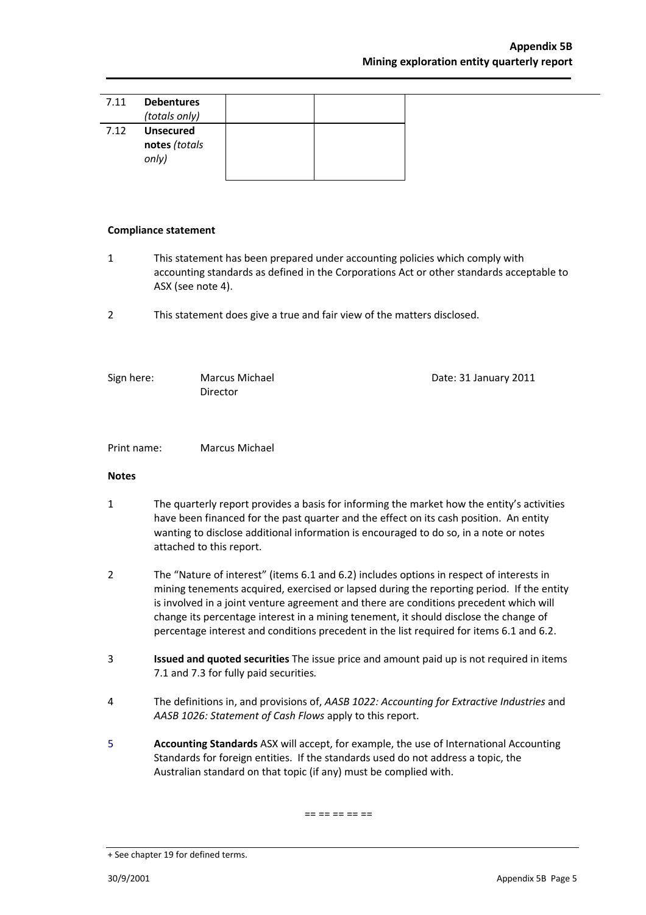| | | | |
|---|---|---|---|
| 7.11 | **Debentures** *(totals only)* | | |
| 7.12 | **Unsecured notes** *(totals only)* | | |

**Compliance statement**

1 This statement has been prepared under accounting policies which comply with accounting standards as defined in the Corporations Act or other standards acceptable to ASX (see note 4).

2 This statement does give a true and fair view of the matters disclosed.

Sign here: Marcus Michael
Director

Date: 31 January 2011

Print name: Marcus Michael

**Notes**

1 The quarterly report provides a basis for informing the market how the entity's activities have been financed for the past quarter and the effect on its cash position. An entity wanting to disclose additional information is encouraged to do so, in a note or notes attached to this report.

2 The "Nature of interest" (items 6.1 and 6.2) includes options in respect of interests in mining tenements acquired, exercised or lapsed during the reporting period. If the entity is involved in a joint venture agreement and there are conditions precedent which will change its percentage interest in a mining tenement, it should disclose the change of percentage interest and conditions precedent in the list required for items 6.1 and 6.2.

3 **Issued and quoted securities** The issue price and amount paid up is not required in items 7.1 and 7.3 for fully paid securities.

4 The definitions in, and provisions of, *AASB 1022: Accounting for Extractive Industries* and *AASB 1026: Statement of Cash Flows* apply to this report.

5 **Accounting Standards** ASX will accept, for example, the use of International Accounting Standards for foreign entities. If the standards used do not address a topic, the Australian standard on that topic (if any) must be complied with.

== == == == ==

+ See chapter 19 for defined terms.